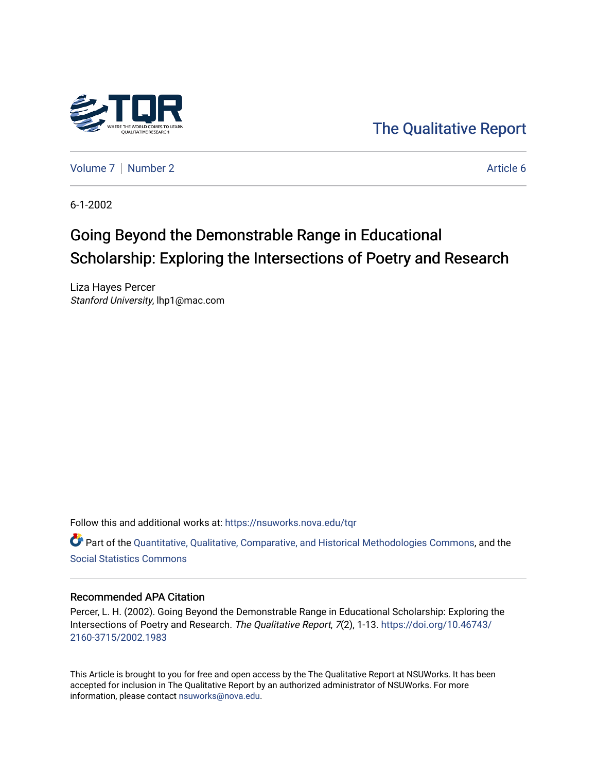The Qualitative Report

Volume 7 | Number 2 — Article 6

6-1-2002

# Going Beyond the Demonstrable Range in Educational Scholarship: Exploring the Intersections of Poetry and Research

Liza Hayes Percer
*Stanford University*, lhp1@mac.com

Follow this and additional works at: https://nsuworks.nova.edu/tqr

Part of the Quantitative, Qualitative, Comparative, and Historical Methodologies Commons, and the Social Statistics Commons

## Recommended APA Citation

Percer, L. H. (2002). Going Beyond the Demonstrable Range in Educational Scholarship: Exploring the Intersections of Poetry and Research. *The Qualitative Report*, *7*(2), 1-13. https://doi.org/10.46743/2160-3715/2002.1983

This Article is brought to you for free and open access by the The Qualitative Report at NSUWorks. It has been accepted for inclusion in The Qualitative Report by an authorized administrator of NSUWorks. For more information, please contact nsuworks@nova.edu.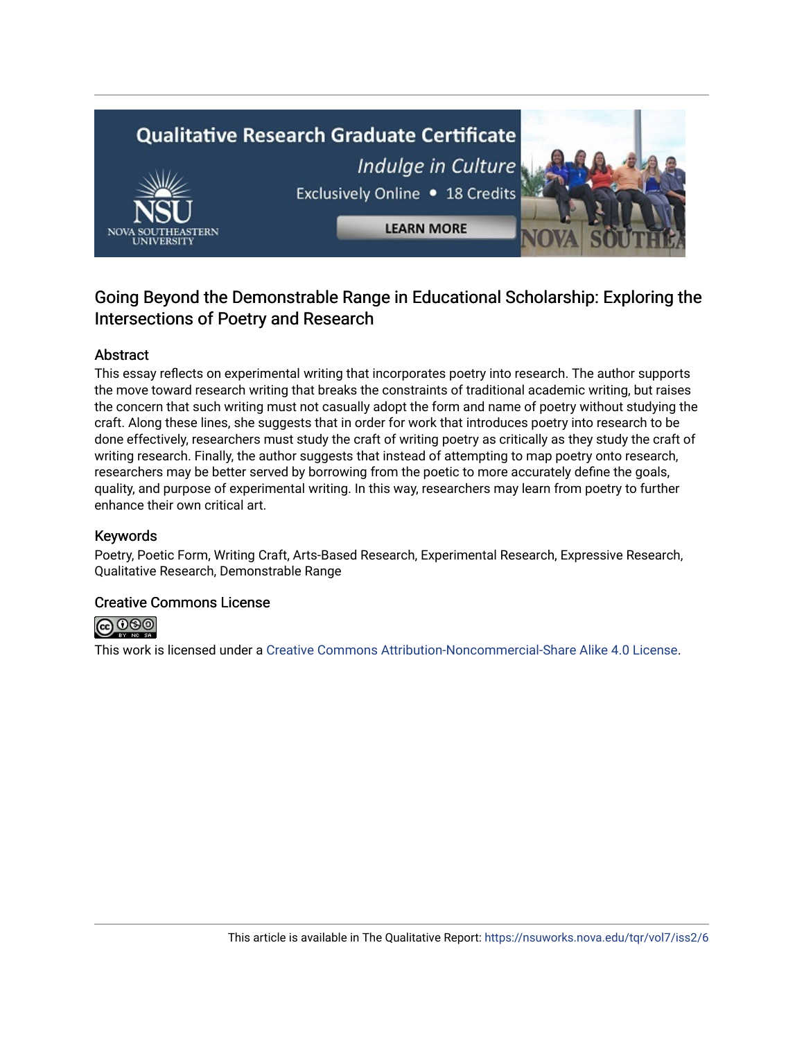# Going Beyond the Demonstrable Range in Educational Scholarship: Exploring the Intersections of Poetry and Research

## Abstract

This essay reflects on experimental writing that incorporates poetry into research. The author supports the move toward research writing that breaks the constraints of traditional academic writing, but raises the concern that such writing must not casually adopt the form and name of poetry without studying the craft. Along these lines, she suggests that in order for work that introduces poetry into research to be done effectively, researchers must study the craft of writing poetry as critically as they study the craft of writing research. Finally, the author suggests that instead of attempting to map poetry onto research, researchers may be better served by borrowing from the poetic to more accurately define the goals, quality, and purpose of experimental writing. In this way, researchers may learn from poetry to further enhance their own critical art.

## Keywords

Poetry, Poetic Form, Writing Craft, Arts-Based Research, Experimental Research, Expressive Research, Qualitative Research, Demonstrable Range

## Creative Commons License

This work is licensed under a Creative Commons Attribution-Noncommercial-Share Alike 4.0 License.

This article is available in The Qualitative Report: https://nsuworks.nova.edu/tqr/vol7/iss2/6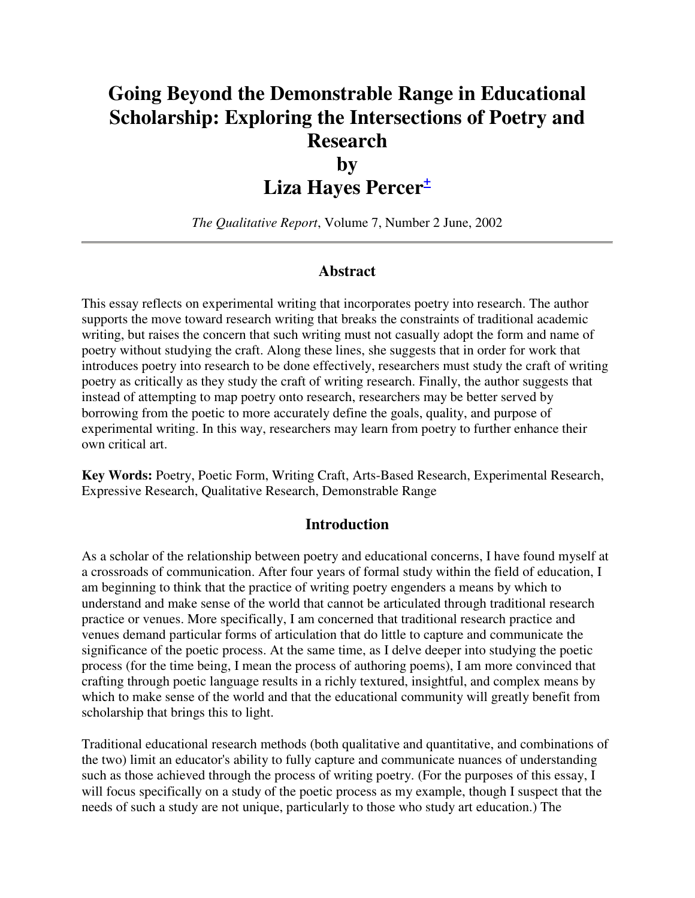# Going Beyond the Demonstrable Range in Educational Scholarship: Exploring the Intersections of Poetry and Research by Liza Hayes Percer±

*The Qualitative Report*, Volume 7, Number 2 June, 2002

## Abstract

This essay reflects on experimental writing that incorporates poetry into research. The author supports the move toward research writing that breaks the constraints of traditional academic writing, but raises the concern that such writing must not casually adopt the form and name of poetry without studying the craft. Along these lines, she suggests that in order for work that introduces poetry into research to be done effectively, researchers must study the craft of writing poetry as critically as they study the craft of writing research. Finally, the author suggests that instead of attempting to map poetry onto research, researchers may be better served by borrowing from the poetic to more accurately define the goals, quality, and purpose of experimental writing. In this way, researchers may learn from poetry to further enhance their own critical art.

**Key Words:** Poetry, Poetic Form, Writing Craft, Arts-Based Research, Experimental Research, Expressive Research, Qualitative Research, Demonstrable Range

## Introduction

As a scholar of the relationship between poetry and educational concerns, I have found myself at a crossroads of communication. After four years of formal study within the field of education, I am beginning to think that the practice of writing poetry engenders a means by which to understand and make sense of the world that cannot be articulated through traditional research practice or venues. More specifically, I am concerned that traditional research practice and venues demand particular forms of articulation that do little to capture and communicate the significance of the poetic process. At the same time, as I delve deeper into studying the poetic process (for the time being, I mean the process of authoring poems), I am more convinced that crafting through poetic language results in a richly textured, insightful, and complex means by which to make sense of the world and that the educational community will greatly benefit from scholarship that brings this to light.

Traditional educational research methods (both qualitative and quantitative, and combinations of the two) limit an educator's ability to fully capture and communicate nuances of understanding such as those achieved through the process of writing poetry. (For the purposes of this essay, I will focus specifically on a study of the poetic process as my example, though I suspect that the needs of such a study are not unique, particularly to those who study art education.) The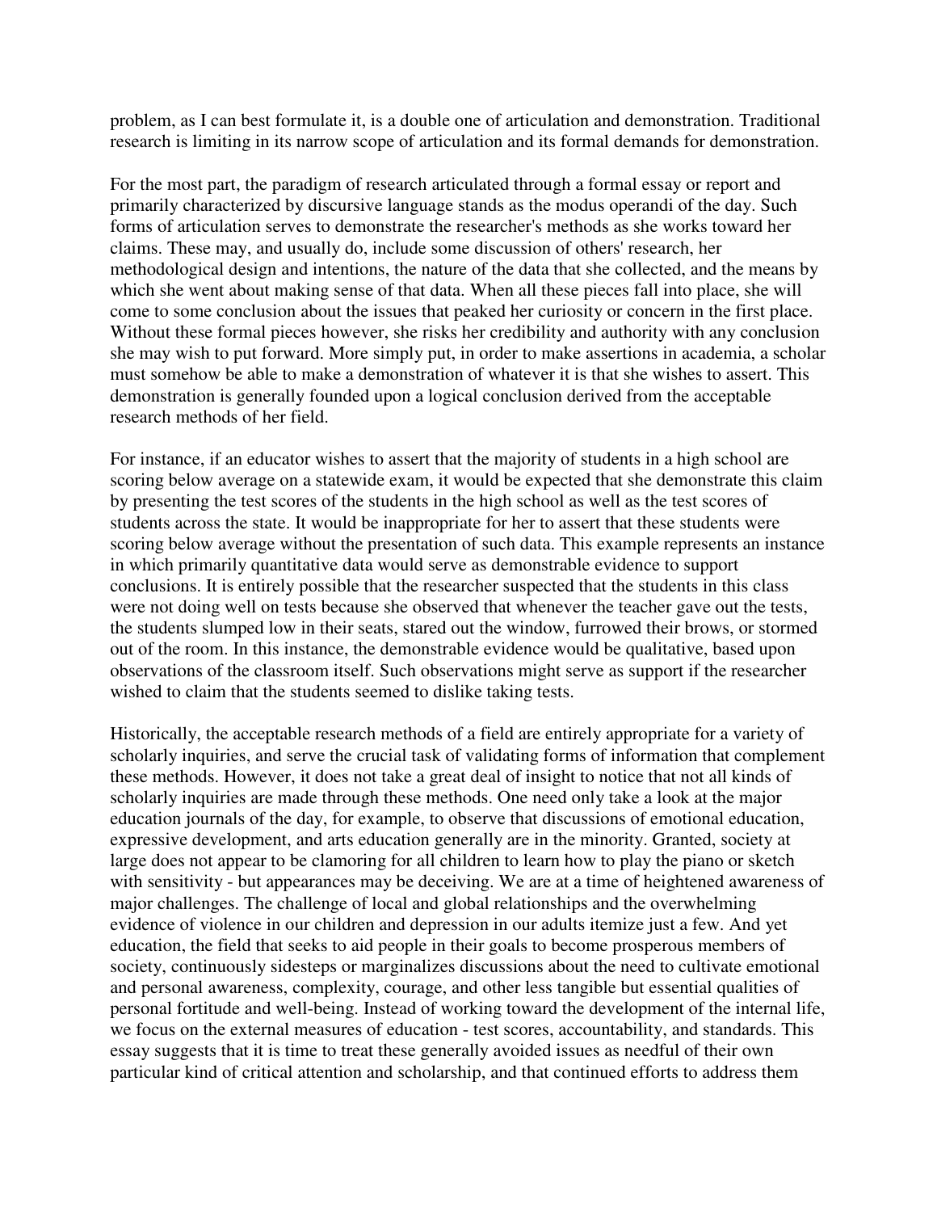problem, as I can best formulate it, is a double one of articulation and demonstration. Traditional research is limiting in its narrow scope of articulation and its formal demands for demonstration.

For the most part, the paradigm of research articulated through a formal essay or report and primarily characterized by discursive language stands as the modus operandi of the day. Such forms of articulation serves to demonstrate the researcher's methods as she works toward her claims. These may, and usually do, include some discussion of others' research, her methodological design and intentions, the nature of the data that she collected, and the means by which she went about making sense of that data. When all these pieces fall into place, she will come to some conclusion about the issues that peaked her curiosity or concern in the first place. Without these formal pieces however, she risks her credibility and authority with any conclusion she may wish to put forward. More simply put, in order to make assertions in academia, a scholar must somehow be able to make a demonstration of whatever it is that she wishes to assert. This demonstration is generally founded upon a logical conclusion derived from the acceptable research methods of her field.

For instance, if an educator wishes to assert that the majority of students in a high school are scoring below average on a statewide exam, it would be expected that she demonstrate this claim by presenting the test scores of the students in the high school as well as the test scores of students across the state. It would be inappropriate for her to assert that these students were scoring below average without the presentation of such data. This example represents an instance in which primarily quantitative data would serve as demonstrable evidence to support conclusions. It is entirely possible that the researcher suspected that the students in this class were not doing well on tests because she observed that whenever the teacher gave out the tests, the students slumped low in their seats, stared out the window, furrowed their brows, or stormed out of the room. In this instance, the demonstrable evidence would be qualitative, based upon observations of the classroom itself. Such observations might serve as support if the researcher wished to claim that the students seemed to dislike taking tests.

Historically, the acceptable research methods of a field are entirely appropriate for a variety of scholarly inquiries, and serve the crucial task of validating forms of information that complement these methods. However, it does not take a great deal of insight to notice that not all kinds of scholarly inquiries are made through these methods. One need only take a look at the major education journals of the day, for example, to observe that discussions of emotional education, expressive development, and arts education generally are in the minority. Granted, society at large does not appear to be clamoring for all children to learn how to play the piano or sketch with sensitivity - but appearances may be deceiving. We are at a time of heightened awareness of major challenges. The challenge of local and global relationships and the overwhelming evidence of violence in our children and depression in our adults itemize just a few. And yet education, the field that seeks to aid people in their goals to become prosperous members of society, continuously sidesteps or marginalizes discussions about the need to cultivate emotional and personal awareness, complexity, courage, and other less tangible but essential qualities of personal fortitude and well-being. Instead of working toward the development of the internal life, we focus on the external measures of education - test scores, accountability, and standards. This essay suggests that it is time to treat these generally avoided issues as needful of their own particular kind of critical attention and scholarship, and that continued efforts to address them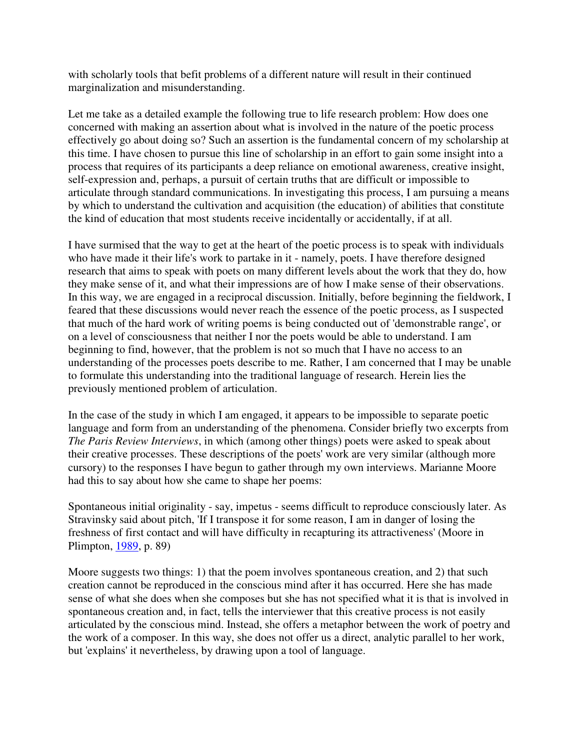with scholarly tools that befit problems of a different nature will result in their continued marginalization and misunderstanding.

Let me take as a detailed example the following true to life research problem: How does one concerned with making an assertion about what is involved in the nature of the poetic process effectively go about doing so? Such an assertion is the fundamental concern of my scholarship at this time. I have chosen to pursue this line of scholarship in an effort to gain some insight into a process that requires of its participants a deep reliance on emotional awareness, creative insight, self-expression and, perhaps, a pursuit of certain truths that are difficult or impossible to articulate through standard communications. In investigating this process, I am pursuing a means by which to understand the cultivation and acquisition (the education) of abilities that constitute the kind of education that most students receive incidentally or accidentally, if at all.

I have surmised that the way to get at the heart of the poetic process is to speak with individuals who have made it their life's work to partake in it - namely, poets. I have therefore designed research that aims to speak with poets on many different levels about the work that they do, how they make sense of it, and what their impressions are of how I make sense of their observations. In this way, we are engaged in a reciprocal discussion. Initially, before beginning the fieldwork, I feared that these discussions would never reach the essence of the poetic process, as I suspected that much of the hard work of writing poems is being conducted out of 'demonstrable range', or on a level of consciousness that neither I nor the poets would be able to understand. I am beginning to find, however, that the problem is not so much that I have no access to an understanding of the processes poets describe to me. Rather, I am concerned that I may be unable to formulate this understanding into the traditional language of research. Herein lies the previously mentioned problem of articulation.

In the case of the study in which I am engaged, it appears to be impossible to separate poetic language and form from an understanding of the phenomena. Consider briefly two excerpts from *The Paris Review Interviews*, in which (among other things) poets were asked to speak about their creative processes. These descriptions of the poets' work are very similar (although more cursory) to the responses I have begun to gather through my own interviews. Marianne Moore had this to say about how she came to shape her poems:

Spontaneous initial originality - say, impetus - seems difficult to reproduce consciously later. As Stravinsky said about pitch, 'If I transpose it for some reason, I am in danger of losing the freshness of first contact and will have difficulty in recapturing its attractiveness' (Moore in Plimpton, 1989, p. 89)

Moore suggests two things: 1) that the poem involves spontaneous creation, and 2) that such creation cannot be reproduced in the conscious mind after it has occurred. Here she has made sense of what she does when she composes but she has not specified what it is that is involved in spontaneous creation and, in fact, tells the interviewer that this creative process is not easily articulated by the conscious mind. Instead, she offers a metaphor between the work of poetry and the work of a composer. In this way, she does not offer us a direct, analytic parallel to her work, but 'explains' it nevertheless, by drawing upon a tool of language.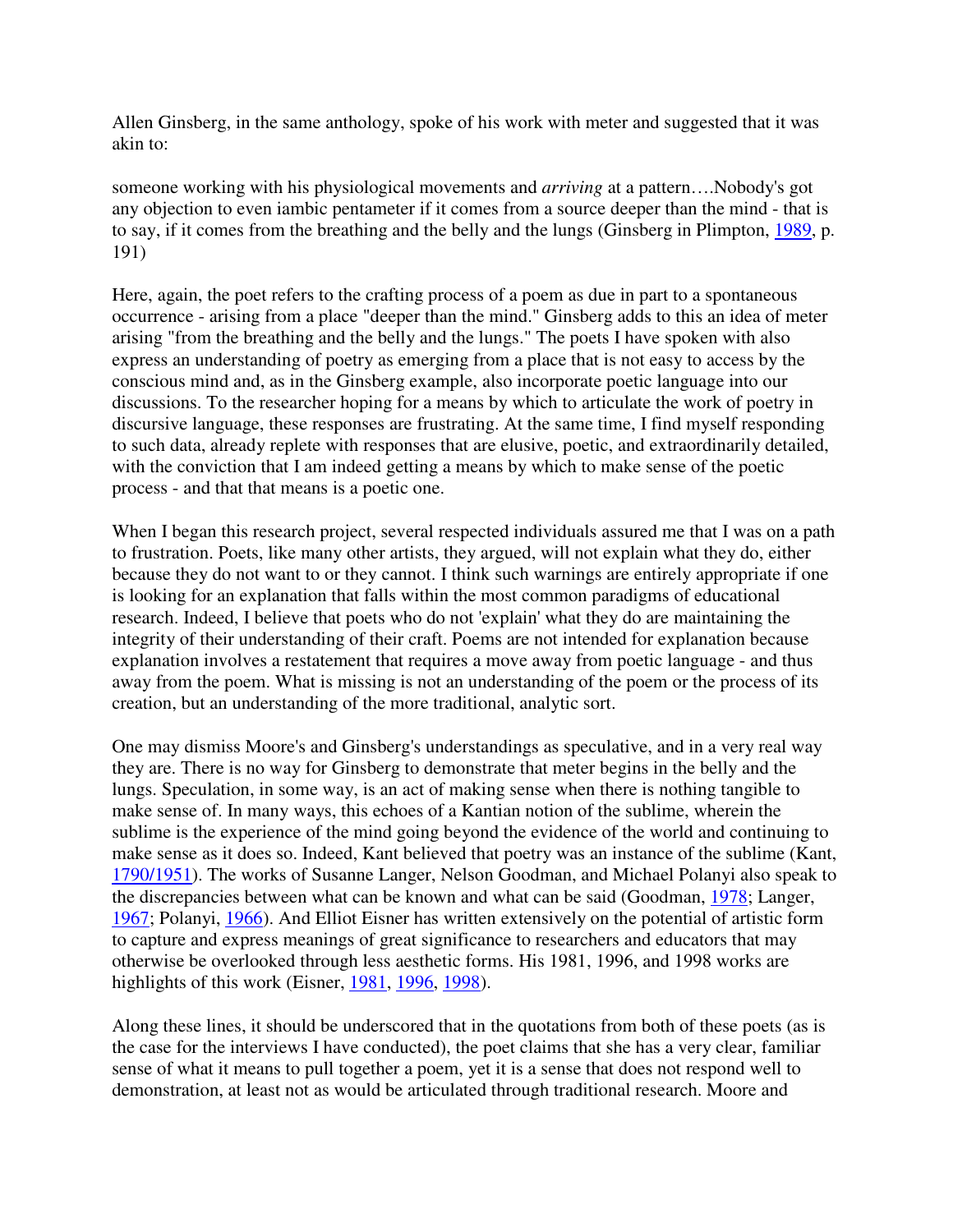Allen Ginsberg, in the same anthology, spoke of his work with meter and suggested that it was akin to:

someone working with his physiological movements and *arriving* at a pattern….Nobody's got any objection to even iambic pentameter if it comes from a source deeper than the mind - that is to say, if it comes from the breathing and the belly and the lungs (Ginsberg in Plimpton, 1989, p. 191)

Here, again, the poet refers to the crafting process of a poem as due in part to a spontaneous occurrence - arising from a place "deeper than the mind." Ginsberg adds to this an idea of meter arising "from the breathing and the belly and the lungs." The poets I have spoken with also express an understanding of poetry as emerging from a place that is not easy to access by the conscious mind and, as in the Ginsberg example, also incorporate poetic language into our discussions. To the researcher hoping for a means by which to articulate the work of poetry in discursive language, these responses are frustrating. At the same time, I find myself responding to such data, already replete with responses that are elusive, poetic, and extraordinarily detailed, with the conviction that I am indeed getting a means by which to make sense of the poetic process - and that that means is a poetic one.

When I began this research project, several respected individuals assured me that I was on a path to frustration. Poets, like many other artists, they argued, will not explain what they do, either because they do not want to or they cannot. I think such warnings are entirely appropriate if one is looking for an explanation that falls within the most common paradigms of educational research. Indeed, I believe that poets who do not 'explain' what they do are maintaining the integrity of their understanding of their craft. Poems are not intended for explanation because explanation involves a restatement that requires a move away from poetic language - and thus away from the poem. What is missing is not an understanding of the poem or the process of its creation, but an understanding of the more traditional, analytic sort.

One may dismiss Moore's and Ginsberg's understandings as speculative, and in a very real way they are. There is no way for Ginsberg to demonstrate that meter begins in the belly and the lungs. Speculation, in some way, is an act of making sense when there is nothing tangible to make sense of. In many ways, this echoes of a Kantian notion of the sublime, wherein the sublime is the experience of the mind going beyond the evidence of the world and continuing to make sense as it does so. Indeed, Kant believed that poetry was an instance of the sublime (Kant, 1790/1951). The works of Susanne Langer, Nelson Goodman, and Michael Polanyi also speak to the discrepancies between what can be known and what can be said (Goodman, 1978; Langer, 1967; Polanyi, 1966). And Elliot Eisner has written extensively on the potential of artistic form to capture and express meanings of great significance to researchers and educators that may otherwise be overlooked through less aesthetic forms. His 1981, 1996, and 1998 works are highlights of this work (Eisner, 1981, 1996, 1998).

Along these lines, it should be underscored that in the quotations from both of these poets (as is the case for the interviews I have conducted), the poet claims that she has a very clear, familiar sense of what it means to pull together a poem, yet it is a sense that does not respond well to demonstration, at least not as would be articulated through traditional research. Moore and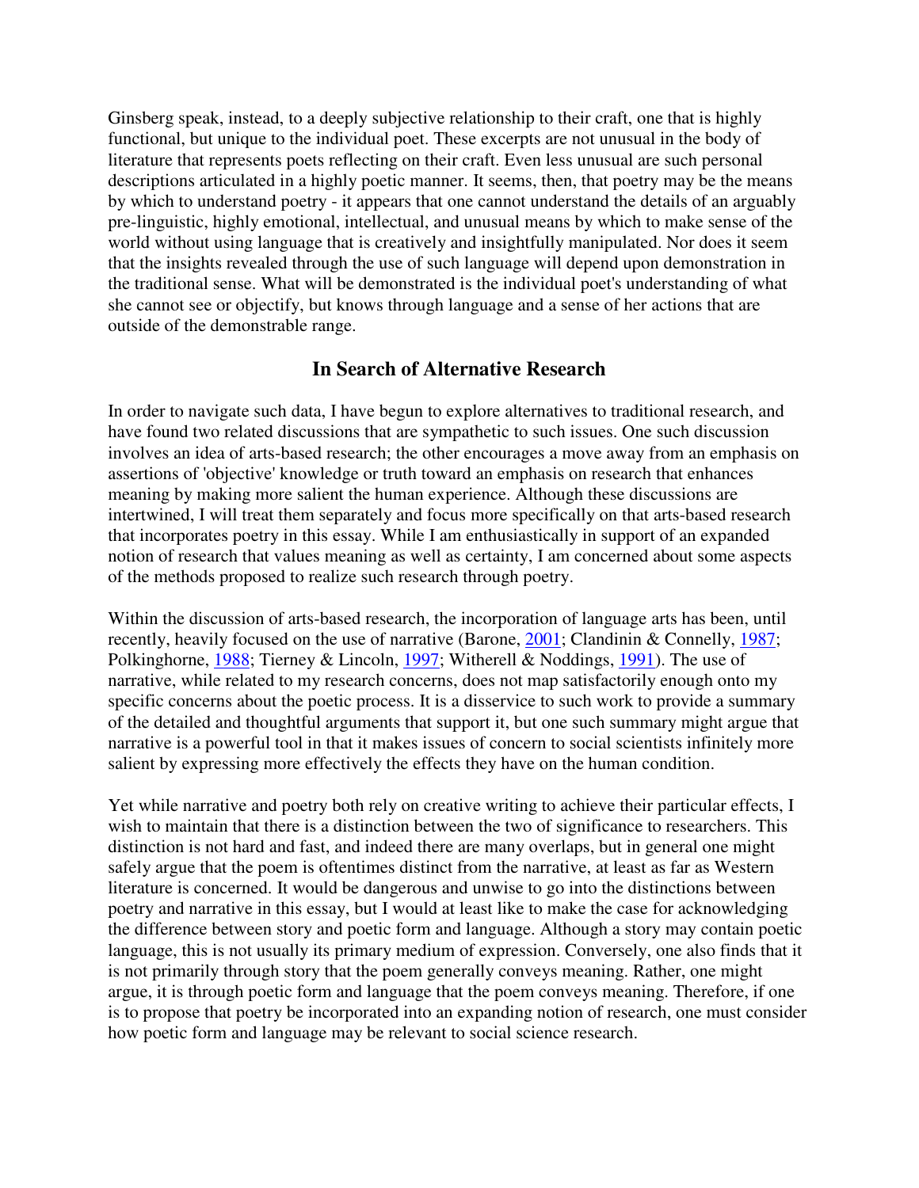Ginsberg speak, instead, to a deeply subjective relationship to their craft, one that is highly functional, but unique to the individual poet. These excerpts are not unusual in the body of literature that represents poets reflecting on their craft. Even less unusual are such personal descriptions articulated in a highly poetic manner. It seems, then, that poetry may be the means by which to understand poetry - it appears that one cannot understand the details of an arguably pre-linguisitic, highly emotional, intellectual, and unusual means by which to make sense of the world without using language that is creatively and insightfully manipulated. Nor does it seem that the insights revealed through the use of such language will depend upon demonstration in the traditional sense. What will be demonstrated is the individual poet's understanding of what she cannot see or objectify, but knows through language and a sense of her actions that are outside of the demonstrable range.

## In Search of Alternative Research

In order to navigate such data, I have begun to explore alternatives to traditional research, and have found two related discussions that are sympathetic to such issues. One such discussion involves an idea of arts-based research; the other encourages a move away from an emphasis on assertions of 'objective' knowledge or truth toward an emphasis on research that enhances meaning by making more salient the human experience. Although these discussions are intertwined, I will treat them separately and focus more specifically on that arts-based research that incorporates poetry in this essay. While I am enthusiastically in support of an expanded notion of research that values meaning as well as certainty, I am concerned about some aspects of the methods proposed to realize such research through poetry.

Within the discussion of arts-based research, the incorporation of language arts has been, until recently, heavily focused on the use of narrative (Barone, 2001; Clandinin & Connelly, 1987; Polkinghorne, 1988; Tierney & Lincoln, 1997; Witherell & Noddings, 1991). The use of narrative, while related to my research concerns, does not map satisfactorily enough onto my specific concerns about the poetic process. It is a disservice to such work to provide a summary of the detailed and thoughtful arguments that support it, but one such summary might argue that narrative is a powerful tool in that it makes issues of concern to social scientists infinitely more salient by expressing more effectively the effects they have on the human condition.

Yet while narrative and poetry both rely on creative writing to achieve their particular effects, I wish to maintain that there is a distinction between the two of significance to researchers. This distinction is not hard and fast, and indeed there are many overlaps, but in general one might safely argue that the poem is oftentimes distinct from the narrative, at least as far as Western literature is concerned. It would be dangerous and unwise to go into the distinctions between poetry and narrative in this essay, but I would at least like to make the case for acknowledging the difference between story and poetic form and language. Although a story may contain poetic language, this is not usually its primary medium of expression. Conversely, one also finds that it is not primarily through story that the poem generally conveys meaning. Rather, one might argue, it is through poetic form and language that the poem conveys meaning. Therefore, if one is to propose that poetry be incorporated into an expanding notion of research, one must consider how poetic form and language may be relevant to social science research.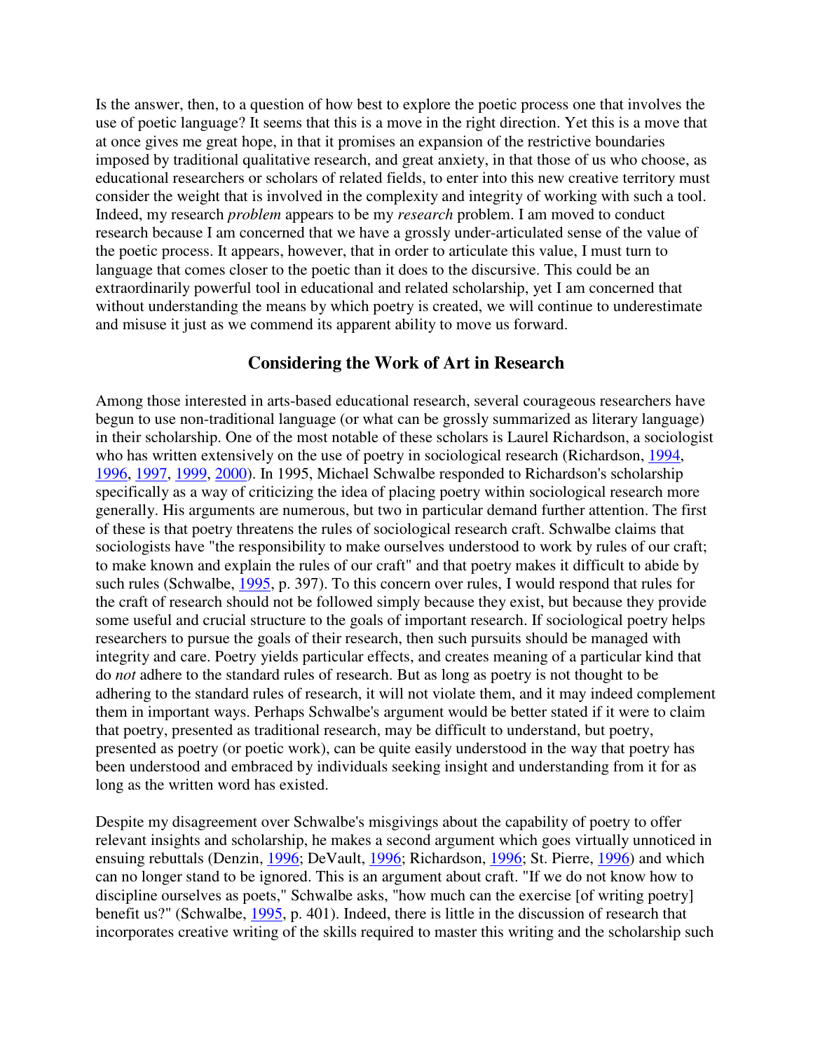Is the answer, then, to a question of how best to explore the poetic process one that involves the use of poetic language? It seems that this is a move in the right direction. Yet this is a move that at once gives me great hope, in that it promises an expansion of the restrictive boundaries imposed by traditional qualitative research, and great anxiety, in that those of us who choose, as educational researchers or scholars of related fields, to enter into this new creative territory must consider the weight that is involved in the complexity and integrity of working with such a tool. Indeed, my research *problem* appears to be my *research* problem. I am moved to conduct research because I am concerned that we have a grossly under-articulated sense of the value of the poetic process. It appears, however, that in order to articulate this value, I must turn to language that comes closer to the poetic than it does to the discursive. This could be an extraordinarily powerful tool in educational and related scholarship, yet I am concerned that without understanding the means by which poetry is created, we will continue to underestimate and misuse it just as we commend its apparent ability to move us forward.

## Considering the Work of Art in Research

Among those interested in arts-based educational research, several courageous researchers have begun to use non-traditional language (or what can be grossly summarized as literary language) in their scholarship. One of the most notable of these scholars is Laurel Richardson, a sociologist who has written extensively on the use of poetry in sociological research (Richardson, 1994, 1996, 1997, 1999, 2000). In 1995, Michael Schwalbe responded to Richardson's scholarship specifically as a way of criticizing the idea of placing poetry within sociological research more generally. His arguments are numerous, but two in particular demand further attention. The first of these is that poetry threatens the rules of sociological research craft. Schwalbe claims that sociologists have "the responsibility to make ourselves understood to work by rules of our craft; to make known and explain the rules of our craft" and that poetry makes it difficult to abide by such rules (Schwalbe, 1995, p. 397). To this concern over rules, I would respond that rules for the craft of research should not be followed simply because they exist, but because they provide some useful and crucial structure to the goals of important research. If sociological poetry helps researchers to pursue the goals of their research, then such pursuits should be managed with integrity and care. Poetry yields particular effects, and creates meaning of a particular kind that do *not* adhere to the standard rules of research. But as long as poetry is not thought to be adhering to the standard rules of research, it will not violate them, and it may indeed complement them in important ways. Perhaps Schwalbe's argument would be better stated if it were to claim that poetry, presented as traditional research, may be difficult to understand, but poetry, presented as poetry (or poetic work), can be quite easily understood in the way that poetry has been understood and embraced by individuals seeking insight and understanding from it for as long as the written word has existed.

Despite my disagreement over Schwalbe's misgivings about the capability of poetry to offer relevant insights and scholarship, he makes a second argument which goes virtually unnoticed in ensuing rebuttals (Denzin, 1996; DeVault, 1996; Richardson, 1996; St. Pierre, 1996) and which can no longer stand to be ignored. This is an argument about craft. "If we do not know how to discipline ourselves as poets," Schwalbe asks, "how much can the exercise [of writing poetry] benefit us?" (Schwalbe, 1995, p. 401). Indeed, there is little in the discussion of research that incorporates creative writing of the skills required to master this writing and the scholarship such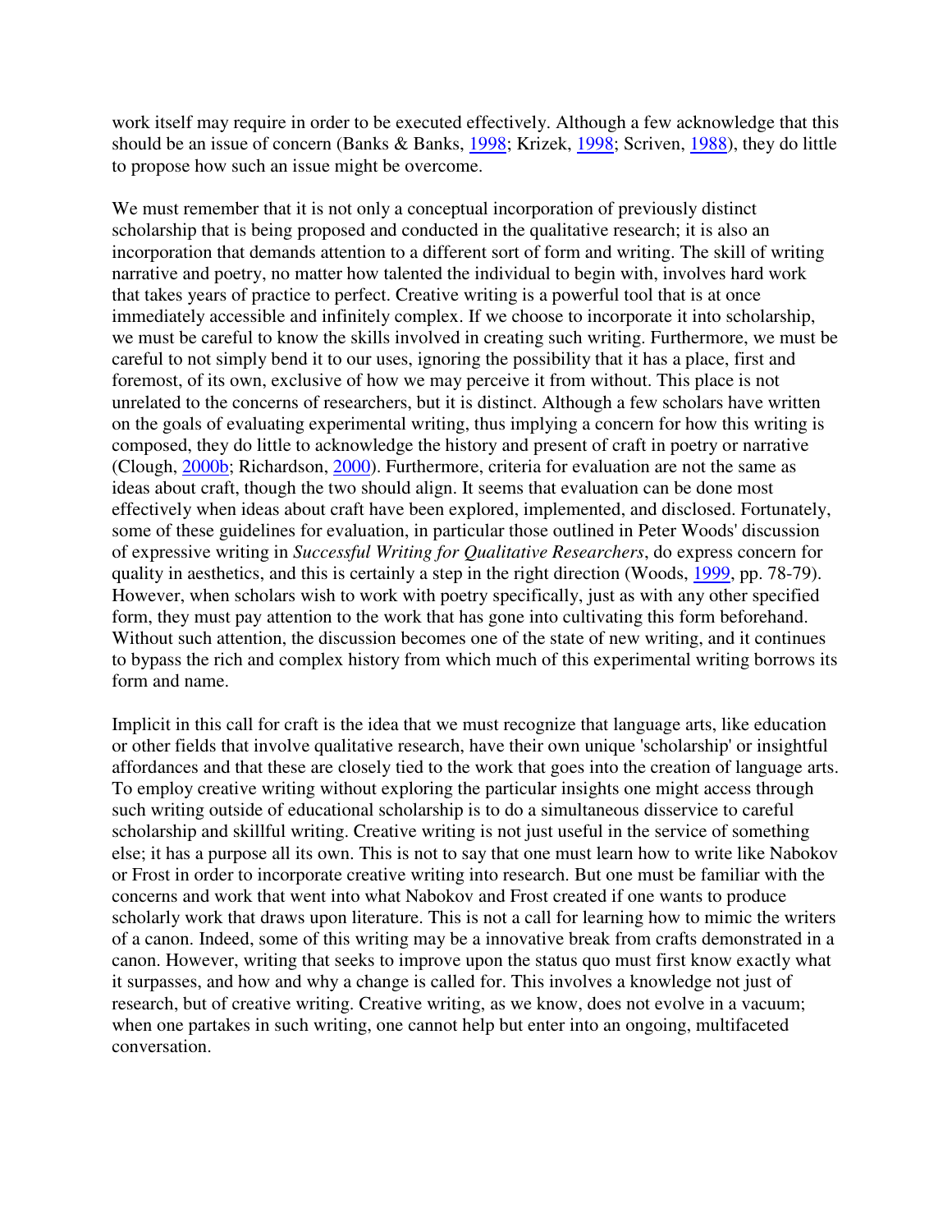work itself may require in order to be executed effectively. Although a few acknowledge that this should be an issue of concern (Banks & Banks, 1998; Krizek, 1998; Scriven, 1988), they do little to propose how such an issue might be overcome.

We must remember that it is not only a conceptual incorporation of previously distinct scholarship that is being proposed and conducted in the qualitative research; it is also an incorporation that demands attention to a different sort of form and writing. The skill of writing narrative and poetry, no matter how talented the individual to begin with, involves hard work that takes years of practice to perfect. Creative writing is a powerful tool that is at once immediately accessible and infinitely complex. If we choose to incorporate it into scholarship, we must be careful to know the skills involved in creating such writing. Furthermore, we must be careful to not simply bend it to our uses, ignoring the possibility that it has a place, first and foremost, of its own, exclusive of how we may perceive it from without. This place is not unrelated to the concerns of researchers, but it is distinct. Although a few scholars have written on the goals of evaluating experimental writing, thus implying a concern for how this writing is composed, they do little to acknowledge the history and present of craft in poetry or narrative (Clough, 2000b; Richardson, 2000). Furthermore, criteria for evaluation are not the same as ideas about craft, though the two should align. It seems that evaluation can be done most effectively when ideas about craft have been explored, implemented, and disclosed. Fortunately, some of these guidelines for evaluation, in particular those outlined in Peter Woods' discussion of expressive writing in *Successful Writing for Qualitative Researchers*, do express concern for quality in aesthetics, and this is certainly a step in the right direction (Woods, 1999, pp. 78-79). However, when scholars wish to work with poetry specifically, just as with any other specified form, they must pay attention to the work that has gone into cultivating this form beforehand. Without such attention, the discussion becomes one of the state of new writing, and it continues to bypass the rich and complex history from which much of this experimental writing borrows its form and name.

Implicit in this call for craft is the idea that we must recognize that language arts, like education or other fields that involve qualitative research, have their own unique 'scholarship' or insightful affordances and that these are closely tied to the work that goes into the creation of language arts. To employ creative writing without exploring the particular insights one might access through such writing outside of educational scholarship is to do a simultaneous disservice to careful scholarship and skillful writing. Creative writing is not just useful in the service of something else; it has a purpose all its own. This is not to say that one must learn how to write like Nabokov or Frost in order to incorporate creative writing into research. But one must be familiar with the concerns and work that went into what Nabokov and Frost created if one wants to produce scholarly work that draws upon literature. This is not a call for learning how to mimic the writers of a canon. Indeed, some of this writing may be a innovative break from crafts demonstrated in a canon. However, writing that seeks to improve upon the status quo must first know exactly what it surpasses, and how and why a change is called for. This involves a knowledge not just of research, but of creative writing. Creative writing, as we know, does not evolve in a vacuum; when one partakes in such writing, one cannot help but enter into an ongoing, multifaceted conversation.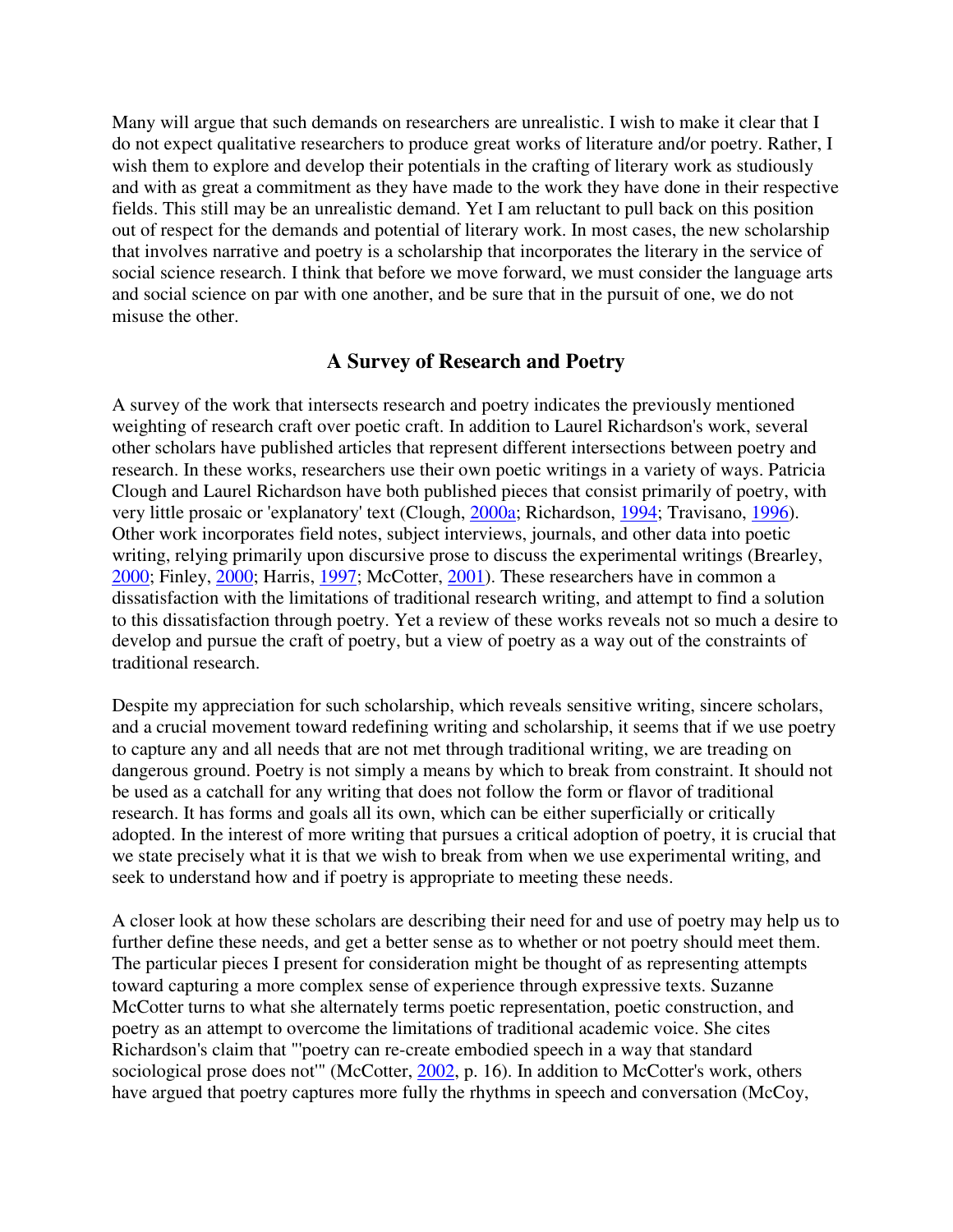Many will argue that such demands on researchers are unrealistic. I wish to make it clear that I do not expect qualitative researchers to produce great works of literature and/or poetry. Rather, I wish them to explore and develop their potentials in the crafting of literary work as studiously and with as great a commitment as they have made to the work they have done in their respective fields. This still may be an unrealistic demand. Yet I am reluctant to pull back on this position out of respect for the demands and potential of literary work. In most cases, the new scholarship that involves narrative and poetry is a scholarship that incorporates the literary in the service of social science research. I think that before we move forward, we must consider the language arts and social science on par with one another, and be sure that in the pursuit of one, we do not misuse the other.

## A Survey of Research and Poetry

A survey of the work that intersects research and poetry indicates the previously mentioned weighting of research craft over poetic craft. In addition to Laurel Richardson's work, several other scholars have published articles that represent different intersections between poetry and research. In these works, researchers use their own poetic writings in a variety of ways. Patricia Clough and Laurel Richardson have both published pieces that consist primarily of poetry, with very little prosaic or 'explanatory' text (Clough, 2000a; Richardson, 1994; Travisano, 1996). Other work incorporates field notes, subject interviews, journals, and other data into poetic writing, relying primarily upon discursive prose to discuss the experimental writings (Brearley, 2000; Finley, 2000; Harris, 1997; McCotter, 2001). These researchers have in common a dissatisfaction with the limitations of traditional research writing, and attempt to find a solution to this dissatisfaction through poetry. Yet a review of these works reveals not so much a desire to develop and pursue the craft of poetry, but a view of poetry as a way out of the constraints of traditional research.

Despite my appreciation for such scholarship, which reveals sensitive writing, sincere scholars, and a crucial movement toward redefining writing and scholarship, it seems that if we use poetry to capture any and all needs that are not met through traditional writing, we are treading on dangerous ground. Poetry is not simply a means by which to break from constraint. It should not be used as a catchall for any writing that does not follow the form or flavor of traditional research. It has forms and goals all its own, which can be either superficially or critically adopted. In the interest of more writing that pursues a critical adoption of poetry, it is crucial that we state precisely what it is that we wish to break from when we use experimental writing, and seek to understand how and if poetry is appropriate to meeting these needs.

A closer look at how these scholars are describing their need for and use of poetry may help us to further define these needs, and get a better sense as to whether or not poetry should meet them. The particular pieces I present for consideration might be thought of as representing attempts toward capturing a more complex sense of experience through expressive texts. Suzanne McCotter turns to what she alternately terms poetic representation, poetic construction, and poetry as an attempt to overcome the limitations of traditional academic voice. She cites Richardson's claim that "'poetry can re-create embodied speech in a way that standard sociological prose does not'" (McCotter, 2002, p. 16). In addition to McCotter's work, others have argued that poetry captures more fully the rhythms in speech and conversation (McCoy,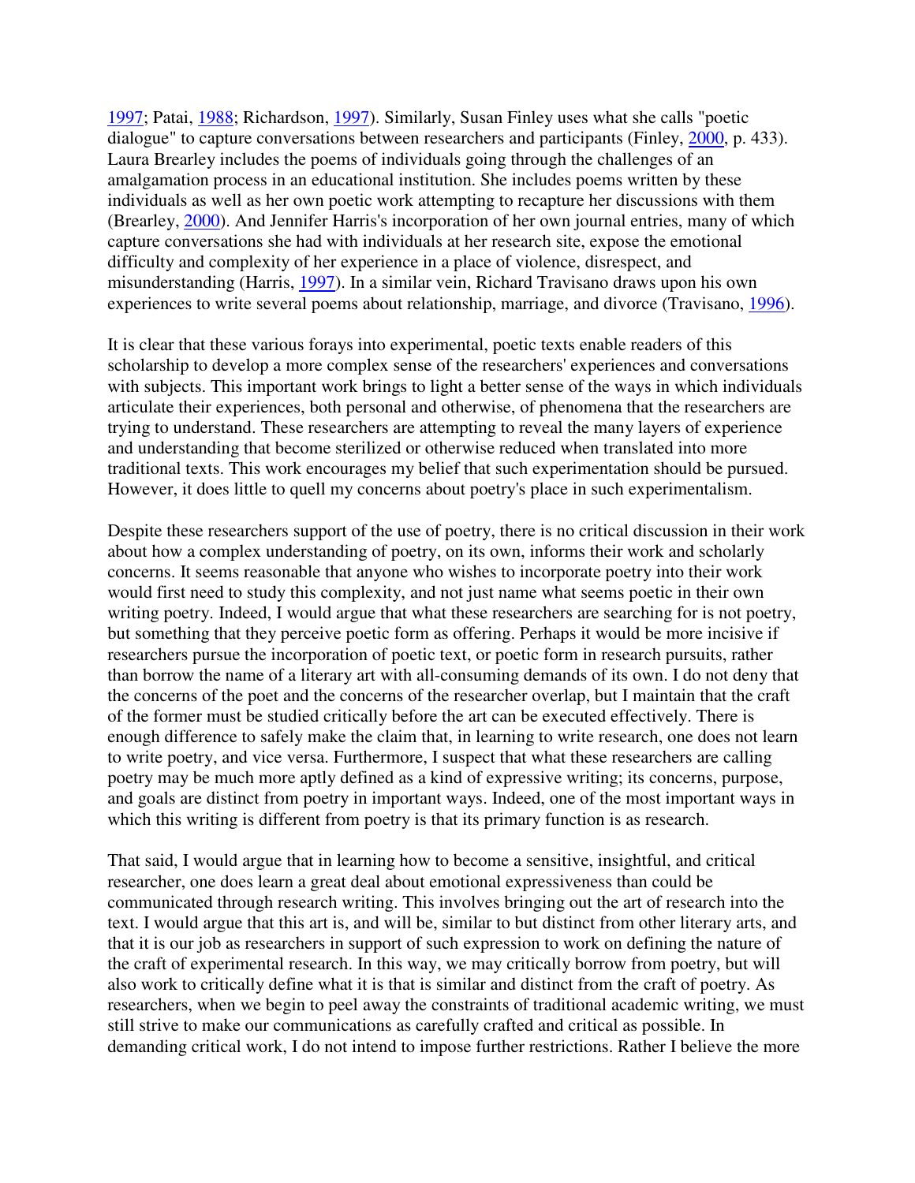1997; Patai, 1988; Richardson, 1997). Similarly, Susan Finley uses what she calls "poetic dialogue" to capture conversations between researchers and participants (Finley, 2000, p. 433). Laura Brearley includes the poems of individuals going through the challenges of an amalgamation process in an educational institution. She includes poems written by these individuals as well as her own poetic work attempting to recapture her discussions with them (Brearley, 2000). And Jennifer Harris's incorporation of her own journal entries, many of which capture conversations she had with individuals at her research site, expose the emotional difficulty and complexity of her experience in a place of violence, disrespect, and misunderstanding (Harris, 1997). In a similar vein, Richard Travisano draws upon his own experiences to write several poems about relationship, marriage, and divorce (Travisano, 1996).

It is clear that these various forays into experimental, poetic texts enable readers of this scholarship to develop a more complex sense of the researchers' experiences and conversations with subjects. This important work brings to light a better sense of the ways in which individuals articulate their experiences, both personal and otherwise, of phenomena that the researchers are trying to understand. These researchers are attempting to reveal the many layers of experience and understanding that become sterilized or otherwise reduced when translated into more traditional texts. This work encourages my belief that such experimentation should be pursued. However, it does little to quell my concerns about poetry's place in such experimentalism.

Despite these researchers support of the use of poetry, there is no critical discussion in their work about how a complex understanding of poetry, on its own, informs their work and scholarly concerns. It seems reasonable that anyone who wishes to incorporate poetry into their work would first need to study this complexity, and not just name what seems poetic in their own writing poetry. Indeed, I would argue that what these researchers are searching for is not poetry, but something that they perceive poetic form as offering. Perhaps it would be more incisive if researchers pursue the incorporation of poetic text, or poetic form in research pursuits, rather than borrow the name of a literary art with all-consuming demands of its own. I do not deny that the concerns of the poet and the concerns of the researcher overlap, but I maintain that the craft of the former must be studied critically before the art can be executed effectively. There is enough difference to safely make the claim that, in learning to write research, one does not learn to write poetry, and vice versa. Furthermore, I suspect that what these researchers are calling poetry may be much more aptly defined as a kind of expressive writing; its concerns, purpose, and goals are distinct from poetry in important ways. Indeed, one of the most important ways in which this writing is different from poetry is that its primary function is as research.

That said, I would argue that in learning how to become a sensitive, insightful, and critical researcher, one does learn a great deal about emotional expressiveness than could be communicated through research writing. This involves bringing out the art of research into the text. I would argue that this art is, and will be, similar to but distinct from other literary arts, and that it is our job as researchers in support of such expression to work on defining the nature of the craft of experimental research. In this way, we may critically borrow from poetry, but will also work to critically define what it is that is similar and distinct from the craft of poetry. As researchers, when we begin to peel away the constraints of traditional academic writing, we must still strive to make our communications as carefully crafted and critical as possible. In demanding critical work, I do not intend to impose further restrictions. Rather I believe the more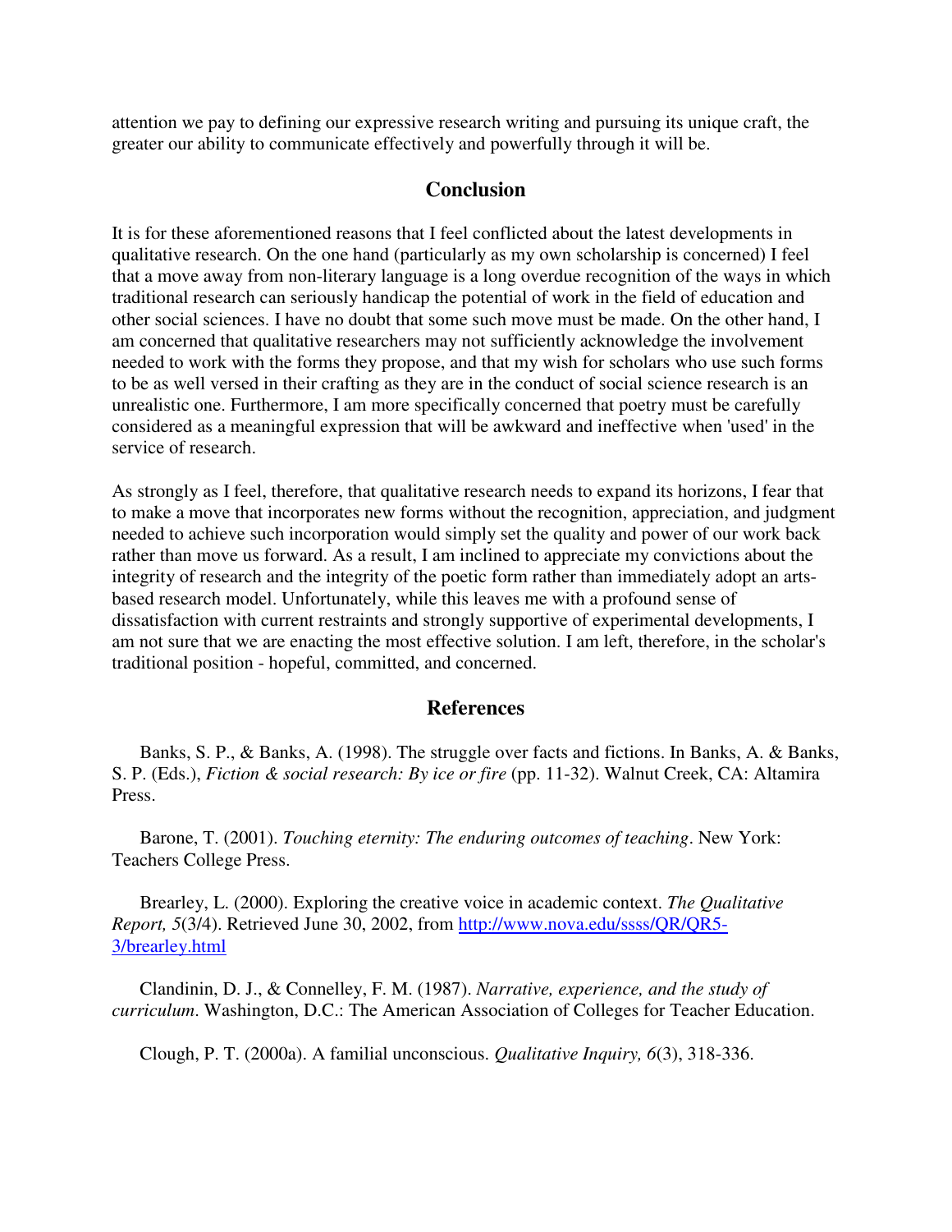attention we pay to defining our expressive research writing and pursuing its unique craft, the greater our ability to communicate effectively and powerfully through it will be.

## Conclusion

It is for these aforementioned reasons that I feel conflicted about the latest developments in qualitative research. On the one hand (particularly as my own scholarship is concerned) I feel that a move away from non-literary language is a long overdue recognition of the ways in which traditional research can seriously handicap the potential of work in the field of education and other social sciences. I have no doubt that some such move must be made. On the other hand, I am concerned that qualitative researchers may not sufficiently acknowledge the involvement needed to work with the forms they propose, and that my wish for scholars who use such forms to be as well versed in their crafting as they are in the conduct of social science research is an unrealistic one. Furthermore, I am more specifically concerned that poetry must be carefully considered as a meaningful expression that will be awkward and ineffective when 'used' in the service of research.

As strongly as I feel, therefore, that qualitative research needs to expand its horizons, I fear that to make a move that incorporates new forms without the recognition, appreciation, and judgment needed to achieve such incorporation would simply set the quality and power of our work back rather than move us forward. As a result, I am inclined to appreciate my convictions about the integrity of research and the integrity of the poetic form rather than immediately adopt an arts-based research model. Unfortunately, while this leaves me with a profound sense of dissatisfaction with current restraints and strongly supportive of experimental developments, I am not sure that we are enacting the most effective solution. I am left, therefore, in the scholar's traditional position - hopeful, committed, and concerned.

## References

Banks, S. P., & Banks, A. (1998). The struggle over facts and fictions. In Banks, A. & Banks, S. P. (Eds.), *Fiction & social research: By ice or fire* (pp. 11-32). Walnut Creek, CA: Altamira Press.

Barone, T. (2001). *Touching eternity: The enduring outcomes of teaching*. New York: Teachers College Press.

Brearley, L. (2000). Exploring the creative voice in academic context. *The Qualitative Report, 5*(3/4). Retrieved June 30, 2002, from http://www.nova.edu/ssss/QR/QR5-3/brearley.html

Clandinin, D. J., & Connelley, F. M. (1987). *Narrative, experience, and the study of curriculum*. Washington, D.C.: The American Association of Colleges for Teacher Education.

Clough, P. T. (2000a). A familial unconscious. *Qualitative Inquiry, 6*(3), 318-336.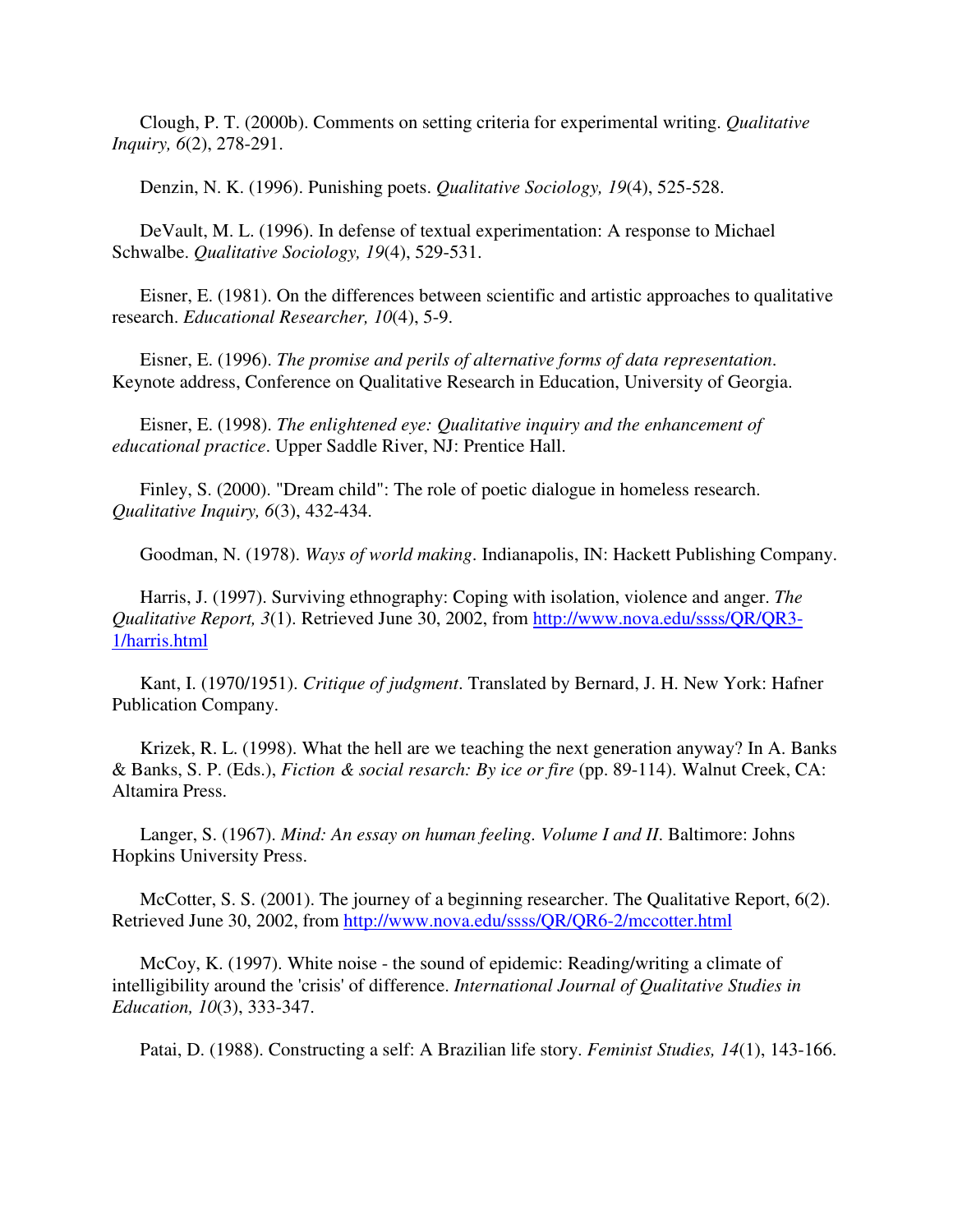Clough, P. T. (2000b). Comments on setting criteria for experimental writing. *Qualitative Inquiry, 6*(2), 278-291.

Denzin, N. K. (1996). Punishing poets. *Qualitative Sociology, 19*(4), 525-528.

DeVault, M. L. (1996). In defense of textual experimentation: A response to Michael Schwalbe. *Qualitative Sociology, 19*(4), 529-531.

Eisner, E. (1981). On the differences between scientific and artistic approaches to qualitative research. *Educational Researcher, 10*(4), 5-9.

Eisner, E. (1996). *The promise and perils of alternative forms of data representation*. Keynote address, Conference on Qualitative Research in Education, University of Georgia.

Eisner, E. (1998). *The enlightened eye: Qualitative inquiry and the enhancement of educational practice*. Upper Saddle River, NJ: Prentice Hall.

Finley, S. (2000). "Dream child": The role of poetic dialogue in homeless research. *Qualitative Inquiry, 6*(3), 432-434.

Goodman, N. (1978). *Ways of world making*. Indianapolis, IN: Hackett Publishing Company.

Harris, J. (1997). Surviving ethnography: Coping with isolation, violence and anger. *The Qualitative Report, 3*(1). Retrieved June 30, 2002, from http://www.nova.edu/ssss/QR/QR3-1/harris.html

Kant, I. (1970/1951). *Critique of judgment*. Translated by Bernard, J. H. New York: Hafner Publication Company.

Krizek, R. L. (1998). What the hell are we teaching the next generation anyway? In A. Banks & Banks, S. P. (Eds.), *Fiction & social resarch: By ice or fire* (pp. 89-114). Walnut Creek, CA: Altamira Press.

Langer, S. (1967). *Mind: An essay on human feeling. Volume I and II*. Baltimore: Johns Hopkins University Press.

McCotter, S. S. (2001). The journey of a beginning researcher. The Qualitative Report, 6(2). Retrieved June 30, 2002, from http://www.nova.edu/ssss/QR/QR6-2/mccotter.html

McCoy, K. (1997). White noise - the sound of epidemic: Reading/writing a climate of intelligibility around the 'crisis' of difference. *International Journal of Qualitative Studies in Education, 10*(3), 333-347.

Patai, D. (1988). Constructing a self: A Brazilian life story. *Feminist Studies, 14*(1), 143-166.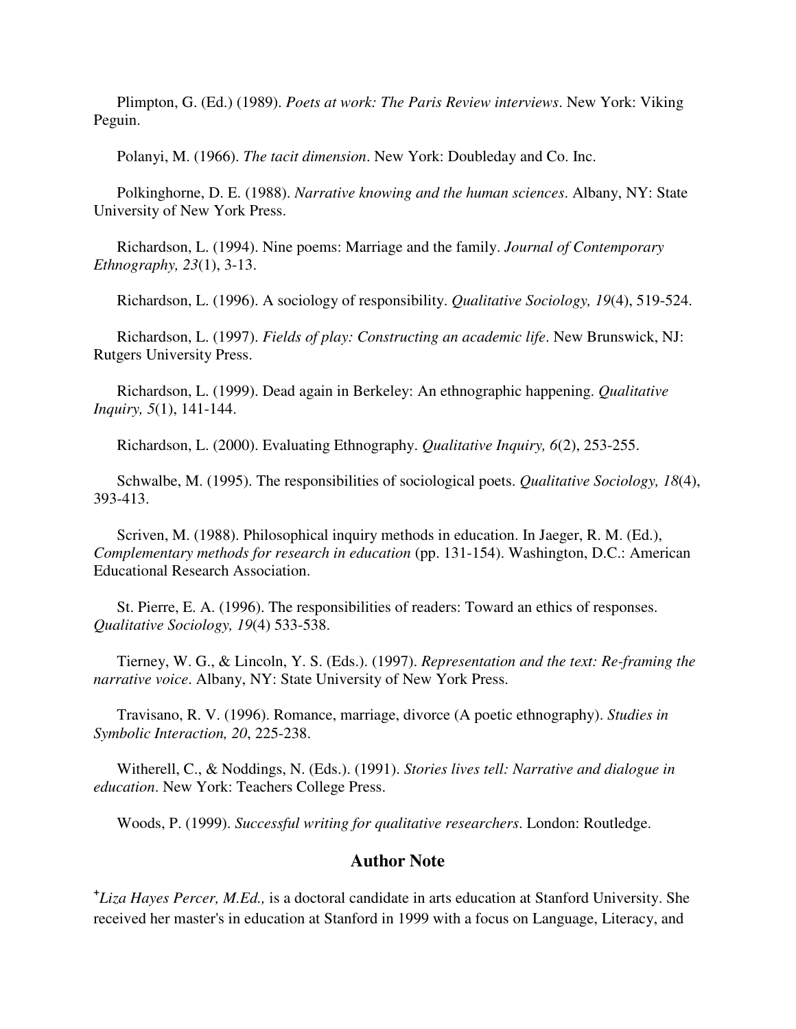Plimpton, G. (Ed.) (1989). *Poets at work: The Paris Review interviews*. New York: Viking Peguin.

Polanyi, M. (1966). *The tacit dimension*. New York: Doubleday and Co. Inc.

Polkinghorne, D. E. (1988). *Narrative knowing and the human sciences*. Albany, NY: State University of New York Press.

Richardson, L. (1994). Nine poems: Marriage and the family. *Journal of Contemporary Ethnography, 23*(1), 3-13.

Richardson, L. (1996). A sociology of responsibility. *Qualitative Sociology, 19*(4), 519-524.

Richardson, L. (1997). *Fields of play: Constructing an academic life*. New Brunswick, NJ: Rutgers University Press.

Richardson, L. (1999). Dead again in Berkeley: An ethnographic happening. *Qualitative Inquiry, 5*(1), 141-144.

Richardson, L. (2000). Evaluating Ethnography. *Qualitative Inquiry, 6*(2), 253-255.

Schwalbe, M. (1995). The responsibilities of sociological poets. *Qualitative Sociology, 18*(4), 393-413.

Scriven, M. (1988). Philosophical inquiry methods in education. In Jaeger, R. M. (Ed.), *Complementary methods for research in education* (pp. 131-154). Washington, D.C.: American Educational Research Association.

St. Pierre, E. A. (1996). The responsibilities of readers: Toward an ethics of responses. *Qualitative Sociology, 19*(4) 533-538.

Tierney, W. G., & Lincoln, Y. S. (Eds.). (1997). *Representation and the text: Re-framing the narrative voice*. Albany, NY: State University of New York Press.

Travisano, R. V. (1996). Romance, marriage, divorce (A poetic ethnography). *Studies in Symbolic Interaction, 20*, 225-238.

Witherell, C., & Noddings, N. (Eds.). (1991). *Stories lives tell: Narrative and dialogue in education*. New York: Teachers College Press.

Woods, P. (1999). *Successful writing for qualitative researchers*. London: Routledge.

## Author Note

[+]*Liza Hayes Percer, M.Ed.,* is a doctoral candidate in arts education at Stanford University. She received her master's in education at Stanford in 1999 with a focus on Language, Literacy, and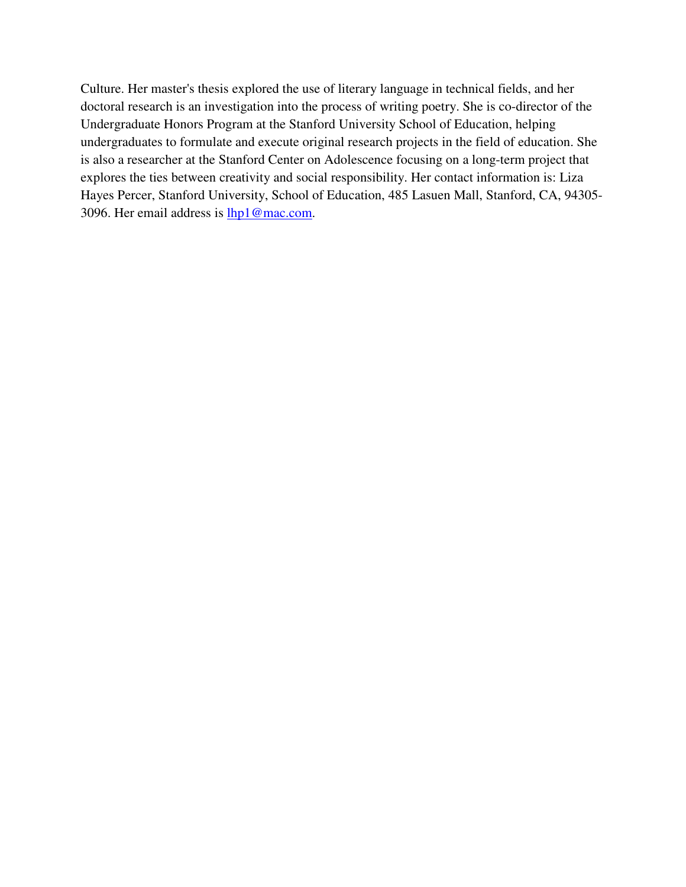Culture. Her master's thesis explored the use of literary language in technical fields, and her doctoral research is an investigation into the process of writing poetry. She is co-director of the Undergraduate Honors Program at the Stanford University School of Education, helping undergraduates to formulate and execute original research projects in the field of education. She is also a researcher at the Stanford Center on Adolescence focusing on a long-term project that explores the ties between creativity and social responsibility. Her contact information is: Liza Hayes Percer, Stanford University, School of Education, 485 Lasuen Mall, Stanford, CA, 94305-3096. Her email address is lhp1@mac.com.